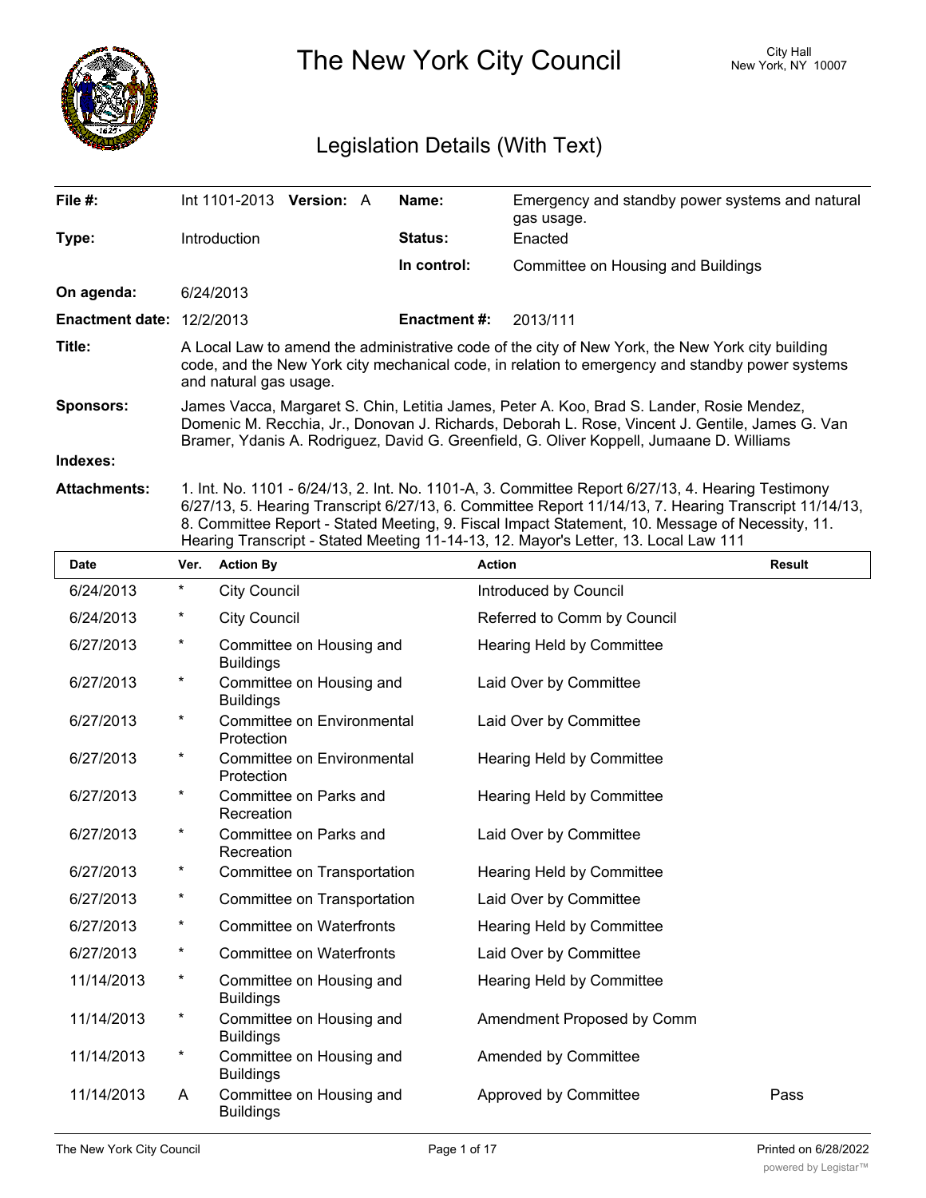# The New York City Council

City Hall
New York, NY 10007

## Legislation Details (With Text)

| | | | |
|---|---|---|---|
| **File #:** | Int 1101-2013 **Version:** A | **Name:** | Emergency and standby power systems and natural gas usage. |
| **Type:** | Introduction | **Status:** | Enacted |
| | | **In control:** | Committee on Housing and Buildings |
| **On agenda:** | 6/24/2013 | | |
| **Enactment date:** | 12/2/2013 | **Enactment #:** | 2013/111 |

**Title:** A Local Law to amend the administrative code of the city of New York, the New York city building code, and the New York city mechanical code, in relation to emergency and standby power systems and natural gas usage.

**Sponsors:** James Vacca, Margaret S. Chin, Letitia James, Peter A. Koo, Brad S. Lander, Rosie Mendez, Domenic M. Recchia, Jr., Donovan J. Richards, Deborah L. Rose, Vincent J. Gentile, James G. Van Bramer, Ydanis A. Rodriguez, David G. Greenfield, G. Oliver Koppell, Jumaane D. Williams

**Indexes:**

**Attachments:** 1. Int. No. 1101 - 6/24/13, 2. Int. No. 1101-A, 3. Committee Report 6/27/13, 4. Hearing Testimony 6/27/13, 5. Hearing Transcript 6/27/13, 6. Committee Report 11/14/13, 7. Hearing Transcript 11/14/13, 8. Committee Report - Stated Meeting, 9. Fiscal Impact Statement, 10. Message of Necessity, 11. Hearing Transcript - Stated Meeting 11-14-13, 12. Mayor's Letter, 13. Local Law 111

| Date | Ver. | Action By | Action | Result |
|---|---|---|---|---|
| 6/24/2013 | * | City Council | Introduced by Council | |
| 6/24/2013 | * | City Council | Referred to Comm by Council | |
| 6/27/2013 | * | Committee on Housing and Buildings | Hearing Held by Committee | |
| 6/27/2013 | * | Committee on Housing and Buildings | Laid Over by Committee | |
| 6/27/2013 | * | Committee on Environmental Protection | Laid Over by Committee | |
| 6/27/2013 | * | Committee on Environmental Protection | Hearing Held by Committee | |
| 6/27/2013 | * | Committee on Parks and Recreation | Hearing Held by Committee | |
| 6/27/2013 | * | Committee on Parks and Recreation | Laid Over by Committee | |
| 6/27/2013 | * | Committee on Transportation | Hearing Held by Committee | |
| 6/27/2013 | * | Committee on Transportation | Laid Over by Committee | |
| 6/27/2013 | * | Committee on Waterfronts | Hearing Held by Committee | |
| 6/27/2013 | * | Committee on Waterfronts | Laid Over by Committee | |
| 11/14/2013 | * | Committee on Housing and Buildings | Hearing Held by Committee | |
| 11/14/2013 | * | Committee on Housing and Buildings | Amendment Proposed by Comm | |
| 11/14/2013 | * | Committee on Housing and Buildings | Amended by Committee | |
| 11/14/2013 | A | Committee on Housing and Buildings | Approved by Committee | Pass |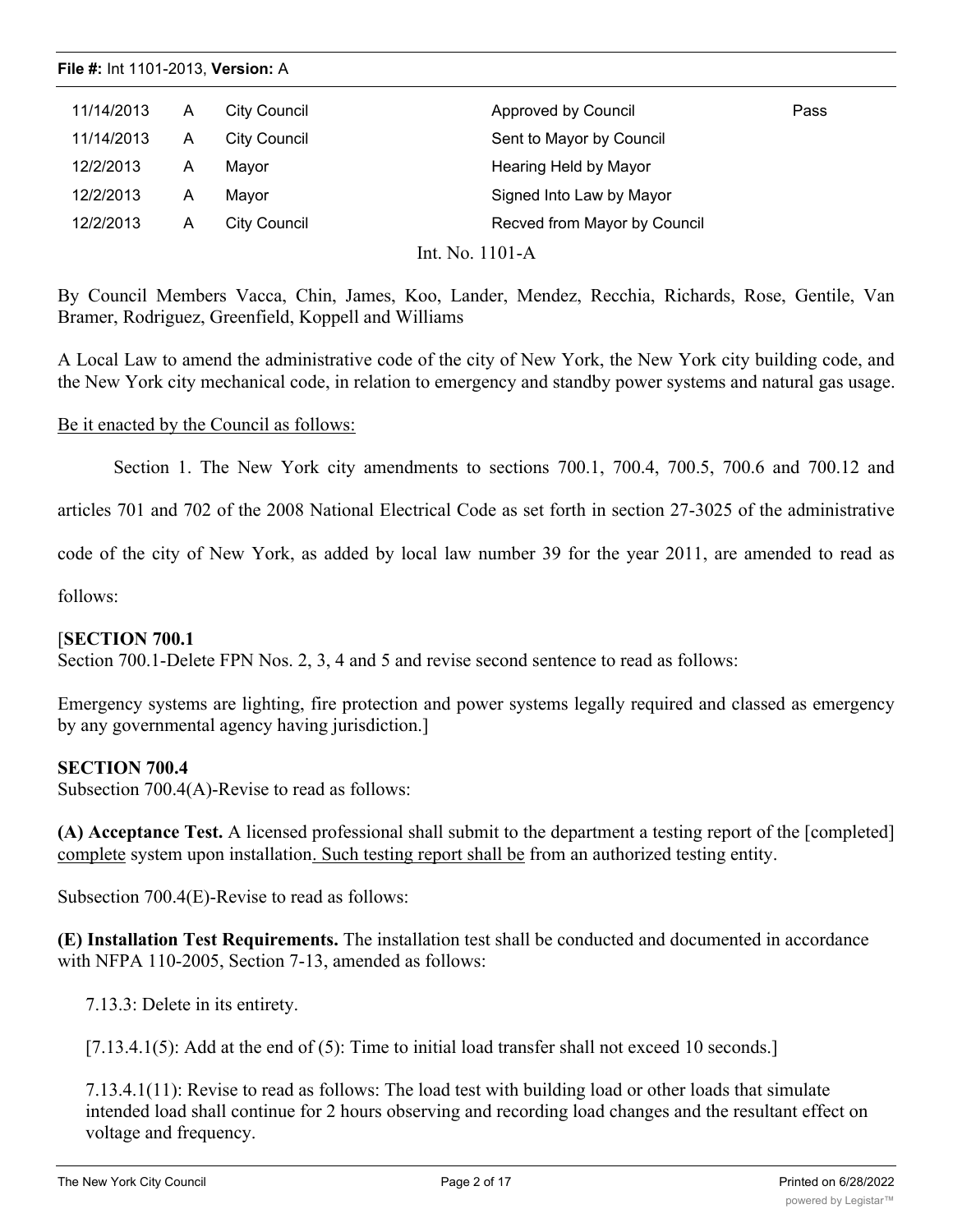| 11/14/2013 | A | City Council | Approved by Council | Pass |
|---|---|---|---|---|
| 11/14/2013 | A | City Council | Sent to Mayor by Council | |
| 12/2/2013 | A | Mayor | Hearing Held by Mayor | |
| 12/2/2013 | A | Mayor | Signed Into Law by Mayor | |
| 12/2/2013 | A | City Council | Recved from Mayor by Council | |

Int. No. 1101-A

By Council Members Vacca, Chin, James, Koo, Lander, Mendez, Recchia, Richards, Rose, Gentile, Van Bramer, Rodriguez, Greenfield, Koppell and Williams

A Local Law to amend the administrative code of the city of New York, the New York city building code, and the New York city mechanical code, in relation to emergency and standby power systems and natural gas usage.

Be it enacted by the Council as follows:

Section 1. The New York city amendments to sections 700.1, 700.4, 700.5, 700.6 and 700.12 and articles 701 and 702 of the 2008 National Electrical Code as set forth in section 27-3025 of the administrative code of the city of New York, as added by local law number 39 for the year 2011, are amended to read as follows:

[**SECTION 700.1**
Section 700.1-Delete FPN Nos. 2, 3, 4 and 5 and revise second sentence to read as follows:

Emergency systems are lighting, fire protection and power systems legally required and classed as emergency by any governmental agency having jurisdiction.]

**SECTION 700.4**
Subsection 700.4(A)-Revise to read as follows:

**(A) Acceptance Test.** A licensed professional shall submit to the department a testing report of the [completed] complete system upon installation. Such testing report shall be from an authorized testing entity.

Subsection 700.4(E)-Revise to read as follows:

**(E) Installation Test Requirements.** The installation test shall be conducted and documented in accordance with NFPA 110-2005, Section 7-13, amended as follows:

7.13.3: Delete in its entirety.

[7.13.4.1(5): Add at the end of (5): Time to initial load transfer shall not exceed 10 seconds.]

7.13.4.1(11): Revise to read as follows: The load test with building load or other loads that simulate intended load shall continue for 2 hours observing and recording load changes and the resultant effect on voltage and frequency.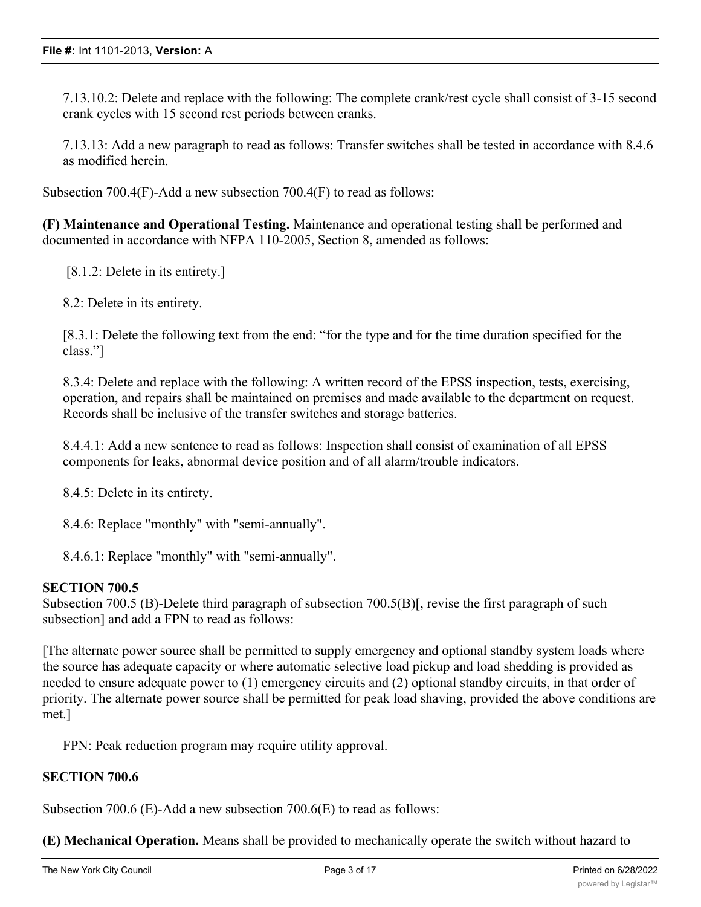7.13.10.2: Delete and replace with the following: The complete crank/rest cycle shall consist of 3-15 second crank cycles with 15 second rest periods between cranks.

7.13.13: Add a new paragraph to read as follows: Transfer switches shall be tested in accordance with 8.4.6 as modified herein.

Subsection 700.4(F)-Add a new subsection 700.4(F) to read as follows:

**(F) Maintenance and Operational Testing.** Maintenance and operational testing shall be performed and documented in accordance with NFPA 110-2005, Section 8, amended as follows:

[8.1.2: Delete in its entirety.]

8.2: Delete in its entirety.

[8.3.1: Delete the following text from the end: "for the type and for the time duration specified for the class."]

8.3.4: Delete and replace with the following: A written record of the EPSS inspection, tests, exercising, operation, and repairs shall be maintained on premises and made available to the department on request. Records shall be inclusive of the transfer switches and storage batteries.

8.4.4.1: Add a new sentence to read as follows: Inspection shall consist of examination of all EPSS components for leaks, abnormal device position and of all alarm/trouble indicators.

8.4.5: Delete in its entirety.

8.4.6: Replace "monthly" with "semi-annually".

8.4.6.1: Replace "monthly" with "semi-annually".

**SECTION 700.5**

Subsection 700.5 (B)-Delete third paragraph of subsection 700.5(B)[, revise the first paragraph of such subsection] and add a FPN to read as follows:

[The alternate power source shall be permitted to supply emergency and optional standby system loads where the source has adequate capacity or where automatic selective load pickup and load shedding is provided as needed to ensure adequate power to (1) emergency circuits and (2) optional standby circuits, in that order of priority. The alternate power source shall be permitted for peak load shaving, provided the above conditions are met.]

FPN: Peak reduction program may require utility approval.

**SECTION 700.6**

Subsection 700.6 (E)-Add a new subsection 700.6(E) to read as follows:

**(E) Mechanical Operation.** Means shall be provided to mechanically operate the switch without hazard to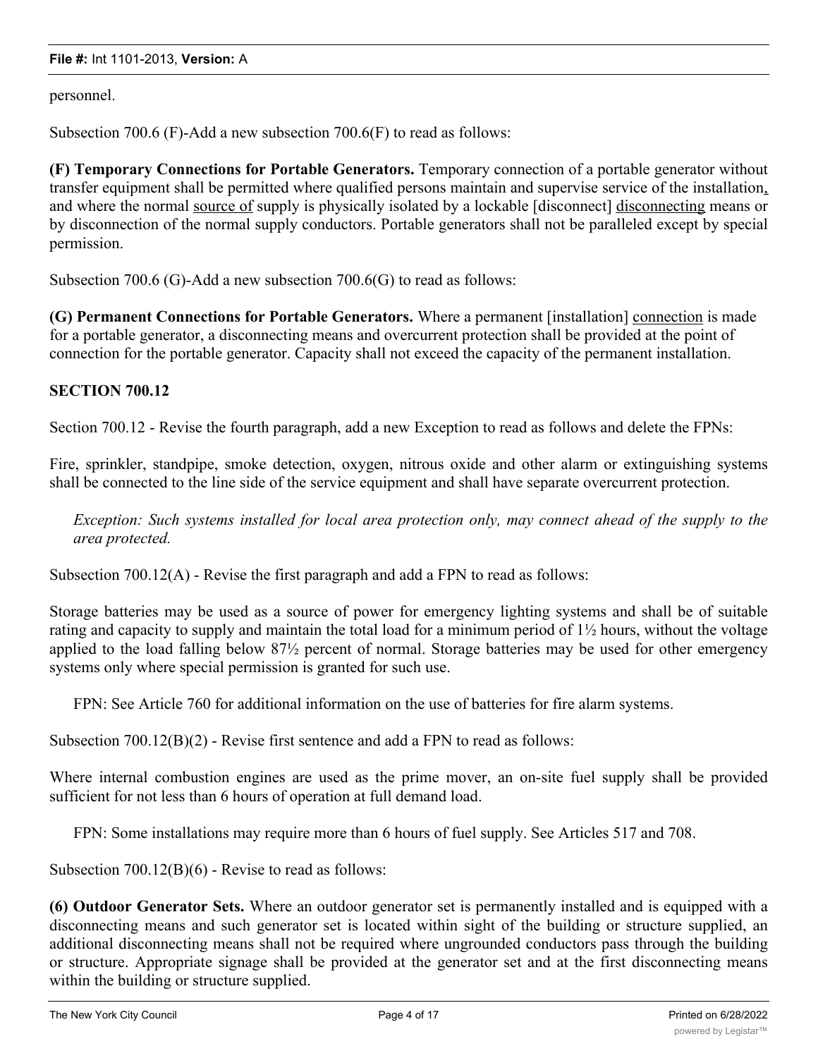personnel.

Subsection 700.6 (F)-Add a new subsection 700.6(F) to read as follows:

**(F) Temporary Connections for Portable Generators.** Temporary connection of a portable generator without transfer equipment shall be permitted where qualified persons maintain and supervise service of the installation, and where the normal source of supply is physically isolated by a lockable [disconnect] disconnecting means or by disconnection of the normal supply conductors. Portable generators shall not be paralleled except by special permission.

Subsection 700.6 (G)-Add a new subsection 700.6(G) to read as follows:

**(G) Permanent Connections for Portable Generators.** Where a permanent [installation] connection is made for a portable generator, a disconnecting means and overcurrent protection shall be provided at the point of connection for the portable generator. Capacity shall not exceed the capacity of the permanent installation.

**SECTION 700.12**

Section 700.12 - Revise the fourth paragraph, add a new Exception to read as follows and delete the FPNs:

Fire, sprinkler, standpipe, smoke detection, oxygen, nitrous oxide and other alarm or extinguishing systems shall be connected to the line side of the service equipment and shall have separate overcurrent protection.

*Exception: Such systems installed for local area protection only, may connect ahead of the supply to the area protected.*

Subsection 700.12(A) - Revise the first paragraph and add a FPN to read as follows:

Storage batteries may be used as a source of power for emergency lighting systems and shall be of suitable rating and capacity to supply and maintain the total load for a minimum period of 1½ hours, without the voltage applied to the load falling below 87½ percent of normal. Storage batteries may be used for other emergency systems only where special permission is granted for such use.

FPN: See Article 760 for additional information on the use of batteries for fire alarm systems.

Subsection 700.12(B)(2) - Revise first sentence and add a FPN to read as follows:

Where internal combustion engines are used as the prime mover, an on-site fuel supply shall be provided sufficient for not less than 6 hours of operation at full demand load.

FPN: Some installations may require more than 6 hours of fuel supply. See Articles 517 and 708.

Subsection 700.12(B)(6) - Revise to read as follows:

**(6) Outdoor Generator Sets.** Where an outdoor generator set is permanently installed and is equipped with a disconnecting means and such generator set is located within sight of the building or structure supplied, an additional disconnecting means shall not be required where ungrounded conductors pass through the building or structure. Appropriate signage shall be provided at the generator set and at the first disconnecting means within the building or structure supplied.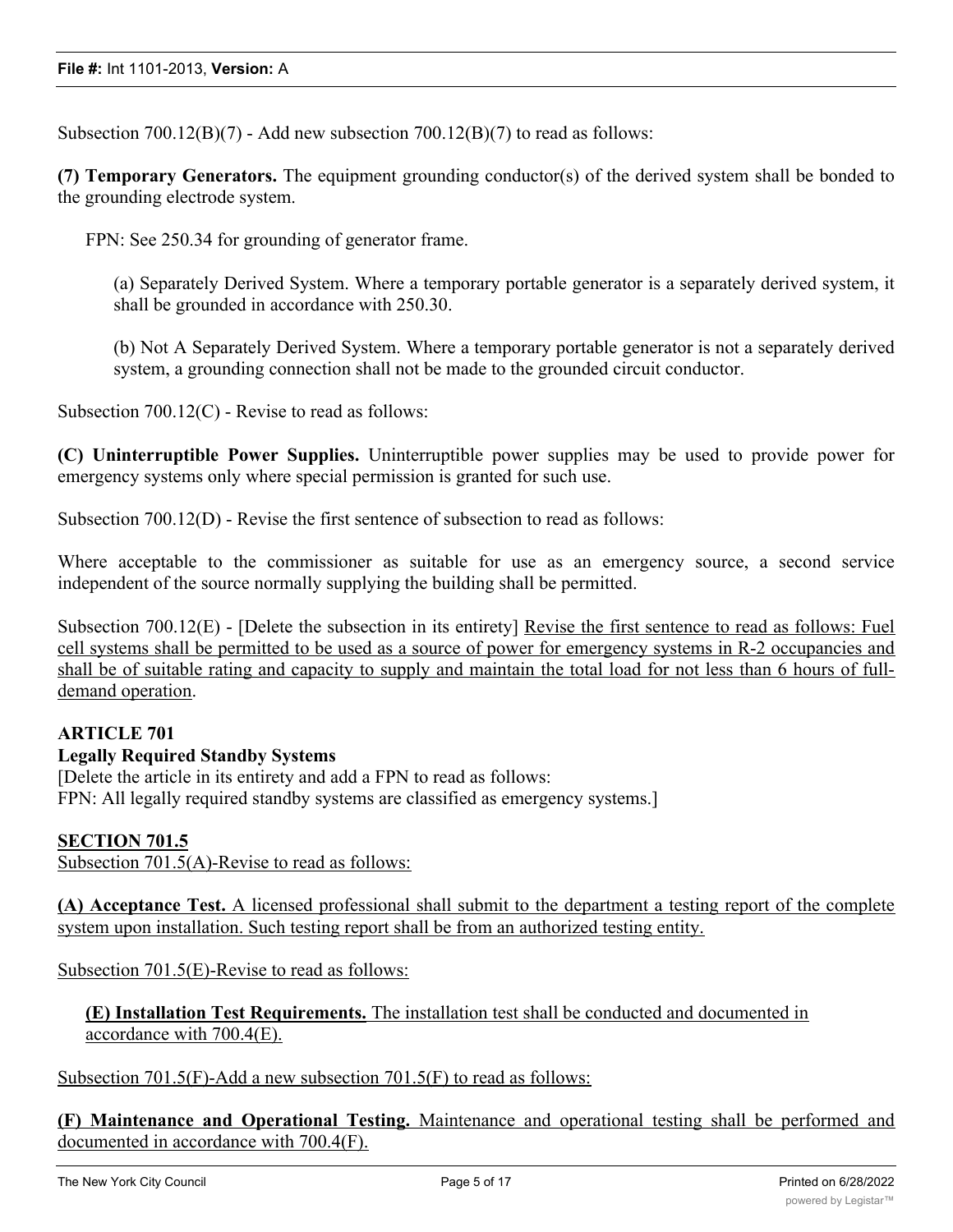Subsection 700.12(B)(7) - Add new subsection 700.12(B)(7) to read as follows:

**(7) Temporary Generators.** The equipment grounding conductor(s) of the derived system shall be bonded to the grounding electrode system.

FPN: See 250.34 for grounding of generator frame.

(a) Separately Derived System. Where a temporary portable generator is a separately derived system, it shall be grounded in accordance with 250.30.

(b) Not A Separately Derived System. Where a temporary portable generator is not a separately derived system, a grounding connection shall not be made to the grounded circuit conductor.

Subsection 700.12(C) - Revise to read as follows:

**(C) Uninterruptible Power Supplies.** Uninterruptible power supplies may be used to provide power for emergency systems only where special permission is granted for such use.

Subsection 700.12(D) - Revise the first sentence of subsection to read as follows:

Where acceptable to the commissioner as suitable for use as an emergency source, a second service independent of the source normally supplying the building shall be permitted.

Subsection 700.12(E) - [Delete the subsection in its entirety] <u>Revise the first sentence to read as follows: Fuel cell systems shall be permitted to be used as a source of power for emergency systems in R-2 occupancies and shall be of suitable rating and capacity to supply and maintain the total load for not less than 6 hours of full-demand operation</u>.

**ARTICLE 701**
**Legally Required Standby Systems**
[Delete the article in its entirety and add a FPN to read as follows:
FPN: All legally required standby systems are classified as emergency systems.]

<u>**SECTION 701.5**</u>
<u>Subsection 701.5(A)-Revise to read as follows:</u>

<u>**(A) Acceptance Test.** A licensed professional shall submit to the department a testing report of the complete system upon installation. Such testing report shall be from an authorized testing entity.</u>

<u>Subsection 701.5(E)-Revise to read as follows:</u>

<u>**(E) Installation Test Requirements.** The installation test shall be conducted and documented in accordance with 700.4(E).</u>

<u>Subsection 701.5(F)-Add a new subsection 701.5(F) to read as follows:</u>

<u>**(F) Maintenance and Operational Testing.** Maintenance and operational testing shall be performed and documented in accordance with 700.4(F).</u>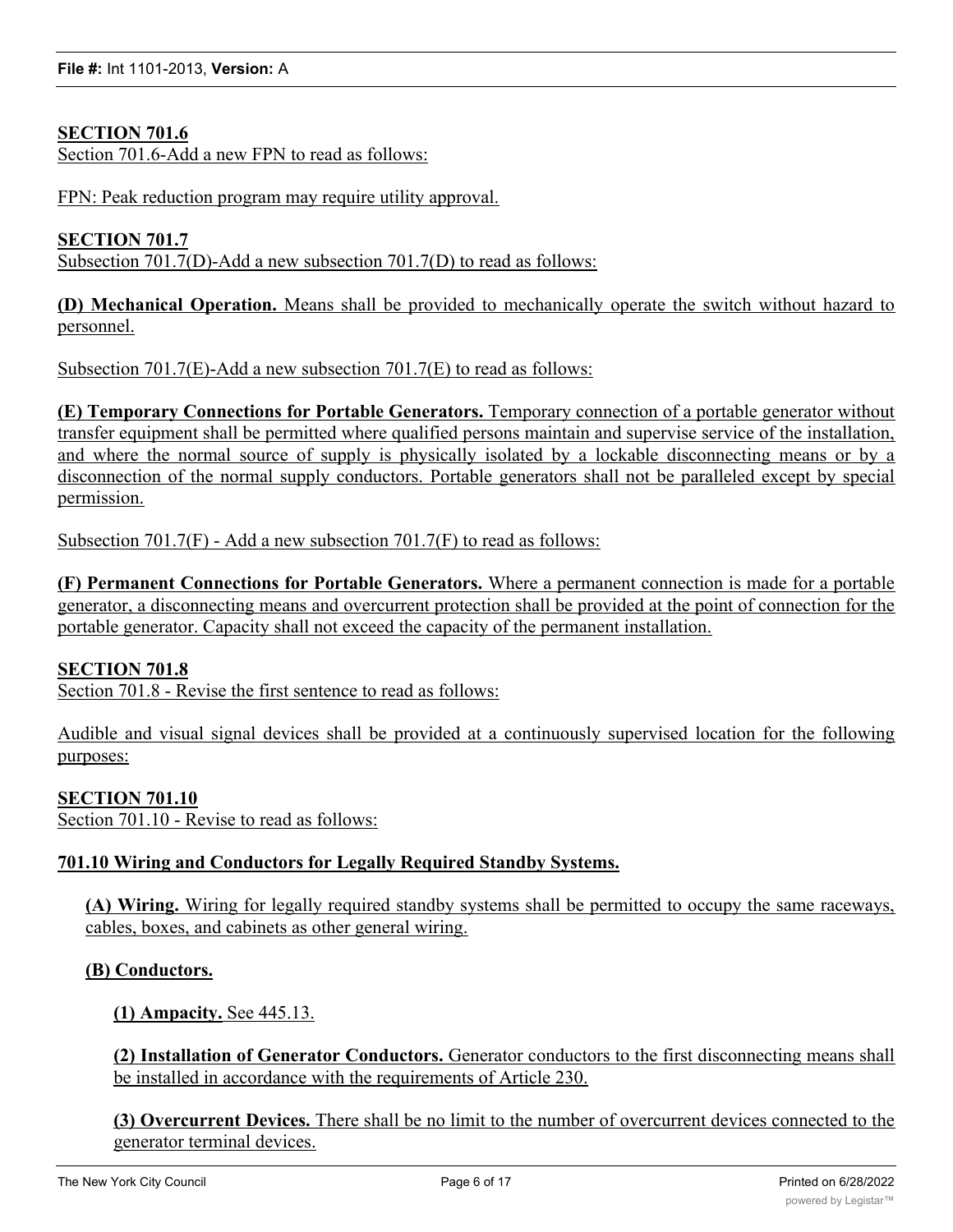**SECTION 701.6**

Section 701.6-Add a new FPN to read as follows:

FPN: Peak reduction program may require utility approval.

**SECTION 701.7**

Subsection 701.7(D)-Add a new subsection 701.7(D) to read as follows:

**(D) Mechanical Operation.** Means shall be provided to mechanically operate the switch without hazard to personnel.

Subsection 701.7(E)-Add a new subsection 701.7(E) to read as follows:

**(E) Temporary Connections for Portable Generators.** Temporary connection of a portable generator without transfer equipment shall be permitted where qualified persons maintain and supervise service of the installation, and where the normal source of supply is physically isolated by a lockable disconnecting means or by a disconnection of the normal supply conductors. Portable generators shall not be paralleled except by special permission.

Subsection 701.7(F) - Add a new subsection 701.7(F) to read as follows:

**(F) Permanent Connections for Portable Generators.** Where a permanent connection is made for a portable generator, a disconnecting means and overcurrent protection shall be provided at the point of connection for the portable generator. Capacity shall not exceed the capacity of the permanent installation.

**SECTION 701.8**

Section 701.8 - Revise the first sentence to read as follows:

Audible and visual signal devices shall be provided at a continuously supervised location for the following purposes:

**SECTION 701.10**

Section 701.10 - Revise to read as follows:

**701.10 Wiring and Conductors for Legally Required Standby Systems.**

**(A) Wiring.** Wiring for legally required standby systems shall be permitted to occupy the same raceways, cables, boxes, and cabinets as other general wiring.

**(B) Conductors.**

**(1) Ampacity.** See 445.13.

**(2) Installation of Generator Conductors.** Generator conductors to the first disconnecting means shall be installed in accordance with the requirements of Article 230.

**(3) Overcurrent Devices.** There shall be no limit to the number of overcurrent devices connected to the generator terminal devices.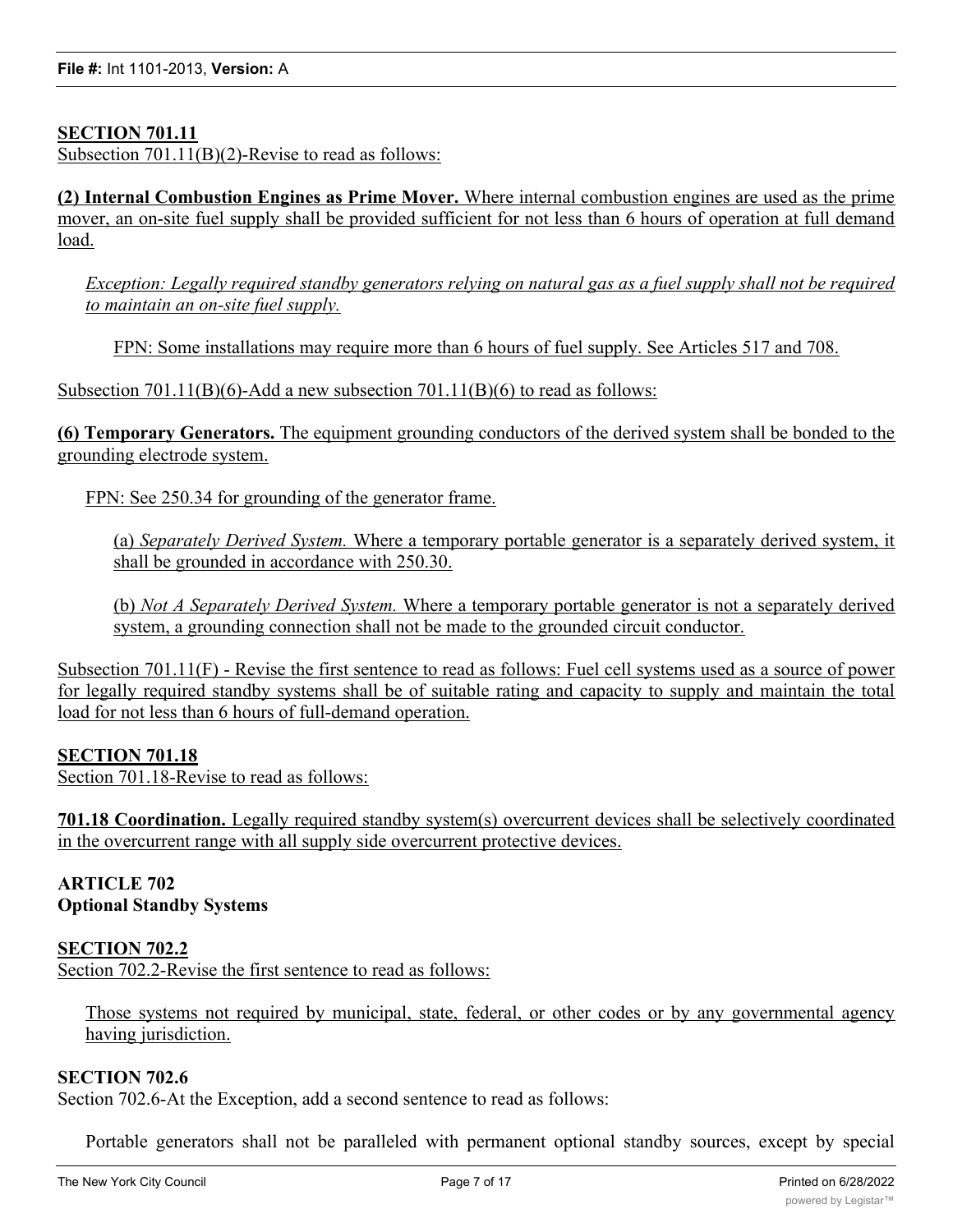**SECTION 701.11**

Subsection 701.11(B)(2)-Revise to read as follows:

**(2) Internal Combustion Engines as Prime Mover.** Where internal combustion engines are used as the prime mover, an on-site fuel supply shall be provided sufficient for not less than 6 hours of operation at full demand load.

*Exception: Legally required standby generators relying on natural gas as a fuel supply shall not be required to maintain an on-site fuel supply.*

FPN: Some installations may require more than 6 hours of fuel supply. See Articles 517 and 708.

Subsection 701.11(B)(6)-Add a new subsection 701.11(B)(6) to read as follows:

**(6) Temporary Generators.** The equipment grounding conductors of the derived system shall be bonded to the grounding electrode system.

FPN: See 250.34 for grounding of the generator frame.

(a) *Separately Derived System.* Where a temporary portable generator is a separately derived system, it shall be grounded in accordance with 250.30.

(b) *Not A Separately Derived System.* Where a temporary portable generator is not a separately derived system, a grounding connection shall not be made to the grounded circuit conductor.

Subsection 701.11(F) - Revise the first sentence to read as follows: Fuel cell systems used as a source of power for legally required standby systems shall be of suitable rating and capacity to supply and maintain the total load for not less than 6 hours of full-demand operation.

**SECTION 701.18**

Section 701.18-Revise to read as follows:

**701.18 Coordination.** Legally required standby system(s) overcurrent devices shall be selectively coordinated in the overcurrent range with all supply side overcurrent protective devices.

**ARTICLE 702**
**Optional Standby Systems**

**SECTION 702.2**

Section 702.2-Revise the first sentence to read as follows:

Those systems not required by municipal, state, federal, or other codes or by any governmental agency having jurisdiction.

**SECTION 702.6**

Section 702.6-At the Exception, add a second sentence to read as follows:

Portable generators shall not be paralleled with permanent optional standby sources, except by special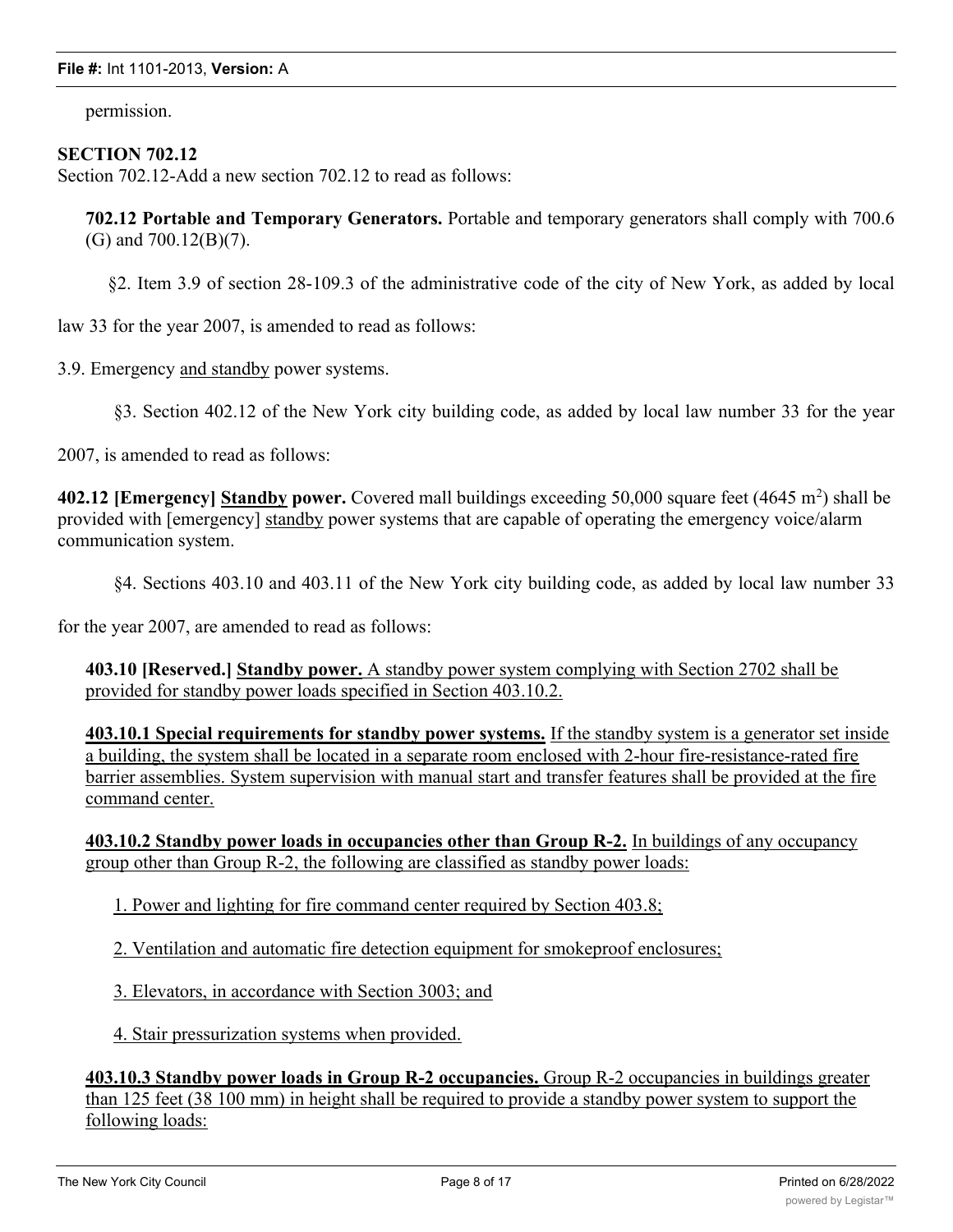permission.

**SECTION 702.12**

Section 702.12-Add a new section 702.12 to read as follows:

**702.12 Portable and Temporary Generators.** Portable and temporary generators shall comply with 700.6 (G) and 700.12(B)(7).

§2. Item 3.9 of section 28-109.3 of the administrative code of the city of New York, as added by local law 33 for the year 2007, is amended to read as follows:

3.9. Emergency <u>and standby</u> power systems.

§3. Section 402.12 of the New York city building code, as added by local law number 33 for the year 2007, is amended to read as follows:

**402.12 [Emergency] <u>Standby</u> power.** Covered mall buildings exceeding 50,000 square feet (4645 $m^2$) shall be provided with [emergency] <u>standby</u> power systems that are capable of operating the emergency voice/alarm communication system.

§4. Sections 403.10 and 403.11 of the New York city building code, as added by local law number 33 for the year 2007, are amended to read as follows:

**403.10 [Reserved.]** <u>**Standby power.** A standby power system complying with Section 2702 shall be provided for standby power loads specified in Section 403.10.2.</u>

<u>**403.10.1 Special requirements for standby power systems.** If the standby system is a generator set inside a building, the system shall be located in a separate room enclosed with 2-hour fire-resistance-rated fire barrier assemblies. System supervision with manual start and transfer features shall be provided at the fire command center.</u>

<u>**403.10.2 Standby power loads in occupancies other than Group R-2.** In buildings of any occupancy group other than Group R-2, the following are classified as standby power loads:</u>

<u>1. Power and lighting for fire command center required by Section 403.8;</u>

<u>2. Ventilation and automatic fire detection equipment for smokeproof enclosures;</u>

<u>3. Elevators, in accordance with Section 3003; and</u>

<u>4. Stair pressurization systems when provided.</u>

<u>**403.10.3 Standby power loads in Group R-2 occupancies.** Group R-2 occupancies in buildings greater than 125 feet (38 100 mm) in height shall be required to provide a standby power system to support the following loads:</u>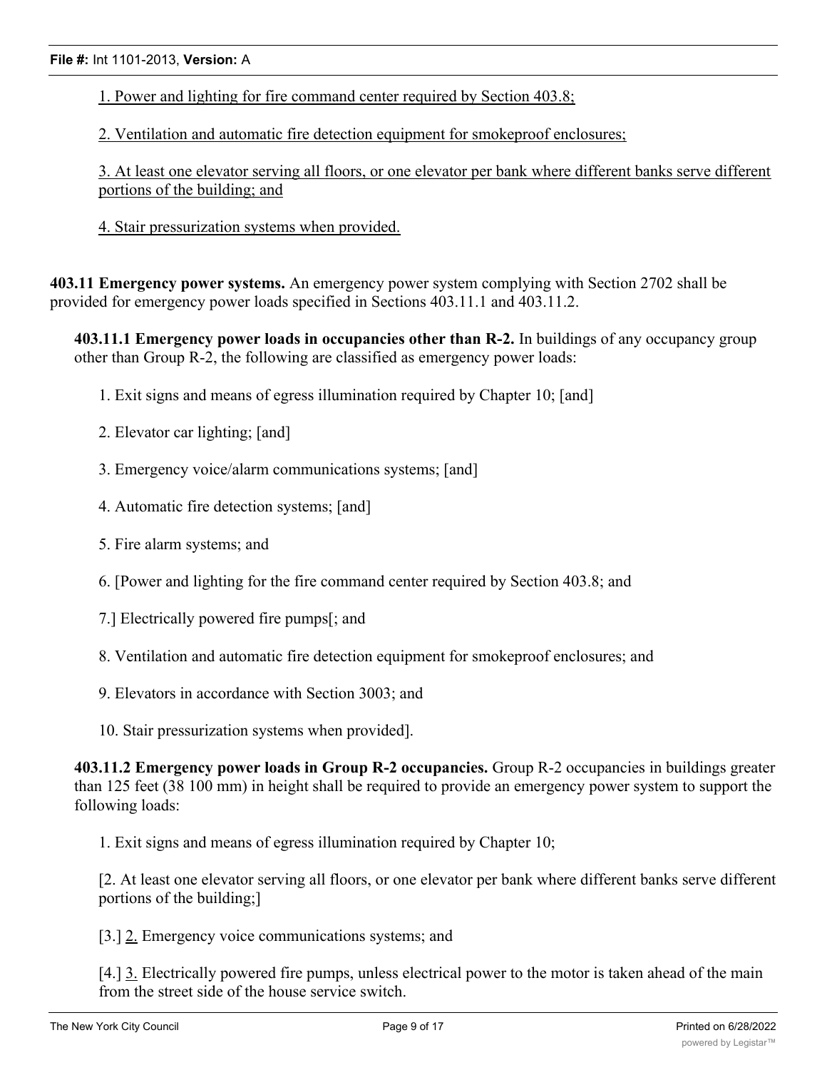1. Power and lighting for fire command center required by Section 403.8;

2. Ventilation and automatic fire detection equipment for smokeproof enclosures;

3. At least one elevator serving all floors, or one elevator per bank where different banks serve different portions of the building; and

4. Stair pressurization systems when provided.

**403.11 Emergency power systems.** An emergency power system complying with Section 2702 shall be provided for emergency power loads specified in Sections 403.11.1 and 403.11.2.

**403.11.1 Emergency power loads in occupancies other than R-2.** In buildings of any occupancy group other than Group R-2, the following are classified as emergency power loads:

1. Exit signs and means of egress illumination required by Chapter 10; [and]

2. Elevator car lighting; [and]

3. Emergency voice/alarm communications systems; [and]

4. Automatic fire detection systems; [and]

5. Fire alarm systems; and

6. [Power and lighting for the fire command center required by Section 403.8; and

7.] Electrically powered fire pumps[; and

8. Ventilation and automatic fire detection equipment for smokeproof enclosures; and

9. Elevators in accordance with Section 3003; and

10. Stair pressurization systems when provided].

**403.11.2 Emergency power loads in Group R-2 occupancies.** Group R-2 occupancies in buildings greater than 125 feet (38 100 mm) in height shall be required to provide an emergency power system to support the following loads:

1. Exit signs and means of egress illumination required by Chapter 10;

[2. At least one elevator serving all floors, or one elevator per bank where different banks serve different portions of the building;]

[3.] 2. Emergency voice communications systems; and

[4.] 3. Electrically powered fire pumps, unless electrical power to the motor is taken ahead of the main from the street side of the house service switch.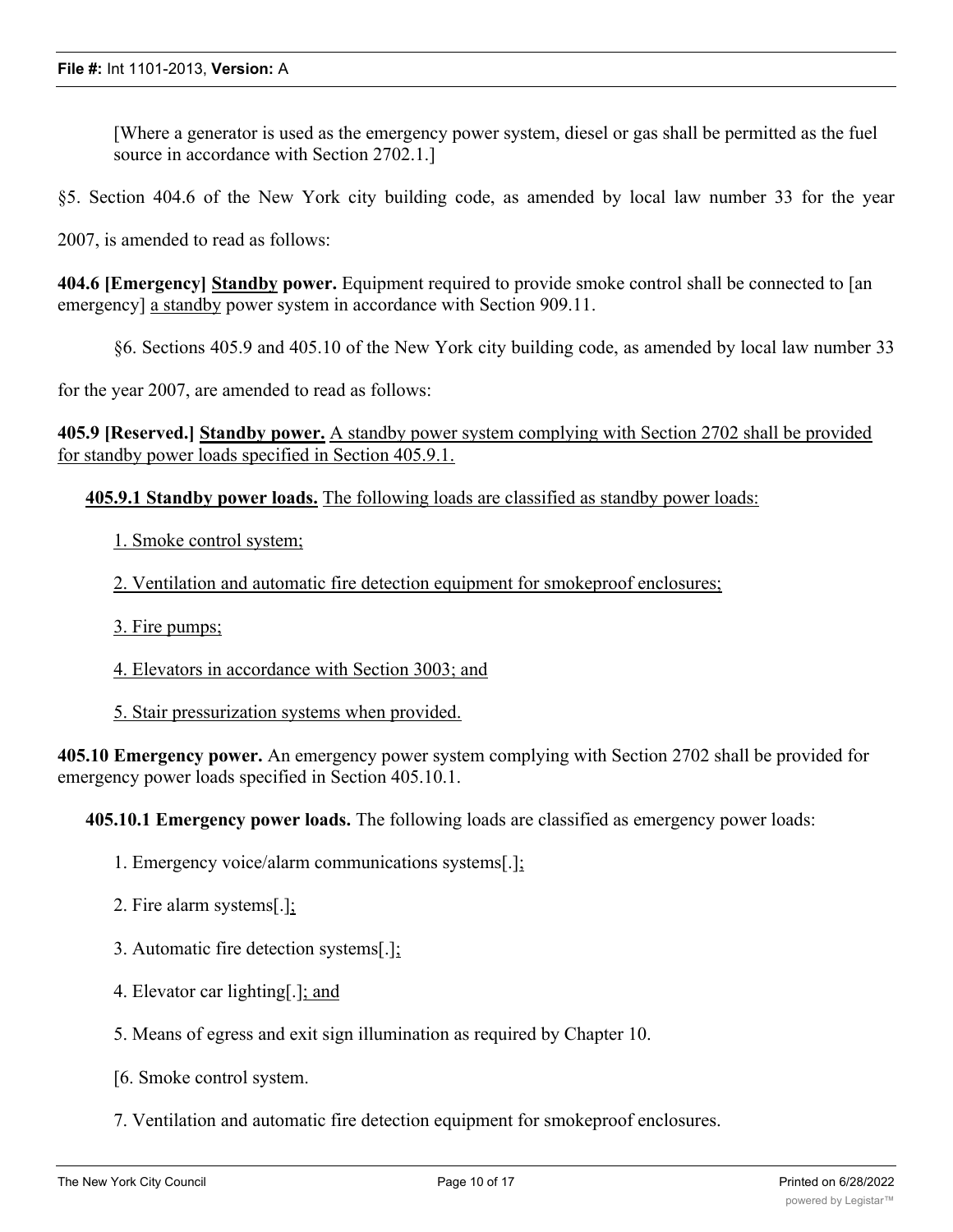[Where a generator is used as the emergency power system, diesel or gas shall be permitted as the fuel source in accordance with Section 2702.1.]

§5. Section 404.6 of the New York city building code, as amended by local law number 33 for the year 2007, is amended to read as follows:

**404.6 [Emergency] Standby power.** Equipment required to provide smoke control shall be connected to [an emergency] a standby power system in accordance with Section 909.11.

§6. Sections 405.9 and 405.10 of the New York city building code, as amended by local law number 33 for the year 2007, are amended to read as follows:

**405.9 [Reserved.] Standby power.** A standby power system complying with Section 2702 shall be provided for standby power loads specified in Section 405.9.1.

**405.9.1 Standby power loads.** The following loads are classified as standby power loads:

1. Smoke control system;

2. Ventilation and automatic fire detection equipment for smokeproof enclosures;

3. Fire pumps;

4. Elevators in accordance with Section 3003; and

5. Stair pressurization systems when provided.

**405.10 Emergency power.** An emergency power system complying with Section 2702 shall be provided for emergency power loads specified in Section 405.10.1.

**405.10.1 Emergency power loads.** The following loads are classified as emergency power loads:

1. Emergency voice/alarm communications systems[.];

2. Fire alarm systems[.];

3. Automatic fire detection systems[.];

4. Elevator car lighting[.]; and

5. Means of egress and exit sign illumination as required by Chapter 10.

[6. Smoke control system.

7. Ventilation and automatic fire detection equipment for smokeproof enclosures.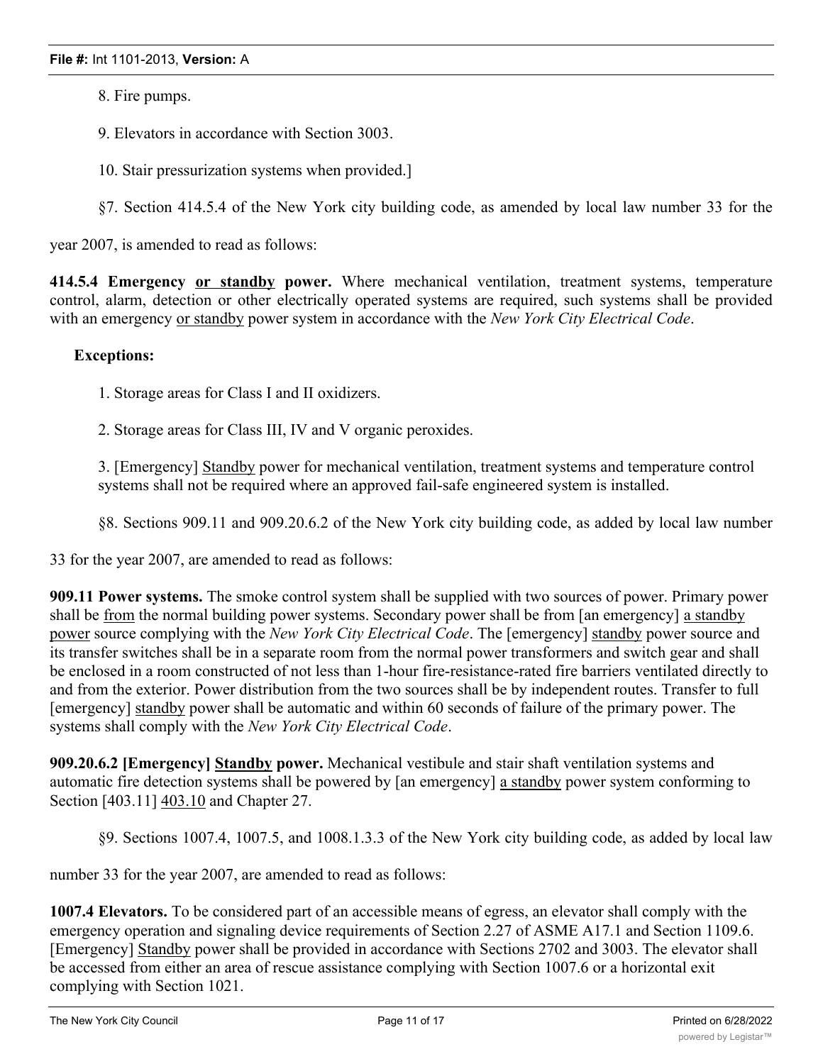8. Fire pumps.

9. Elevators in accordance with Section 3003.

10. Stair pressurization systems when provided.]

§7. Section 414.5.4 of the New York city building code, as amended by local law number 33 for the year 2007, is amended to read as follows:

**414.5.4 Emergency or standby power.** Where mechanical ventilation, treatment systems, temperature control, alarm, detection or other electrically operated systems are required, such systems shall be provided with an emergency or standby power system in accordance with the *New York City Electrical Code*.

**Exceptions:**

1. Storage areas for Class I and II oxidizers.

2. Storage areas for Class III, IV and V organic peroxides.

3. [Emergency] Standby power for mechanical ventilation, treatment systems and temperature control systems shall not be required where an approved fail-safe engineered system is installed.

§8. Sections 909.11 and 909.20.6.2 of the New York city building code, as added by local law number 33 for the year 2007, are amended to read as follows:

**909.11 Power systems.** The smoke control system shall be supplied with two sources of power. Primary power shall be from the normal building power systems. Secondary power shall be from [an emergency] a standby power source complying with the *New York City Electrical Code*. The [emergency] standby power source and its transfer switches shall be in a separate room from the normal power transformers and switch gear and shall be enclosed in a room constructed of not less than 1-hour fire-resistance-rated fire barriers ventilated directly to and from the exterior. Power distribution from the two sources shall be by independent routes. Transfer to full [emergency] standby power shall be automatic and within 60 seconds of failure of the primary power. The systems shall comply with the *New York City Electrical Code*.

**909.20.6.2 [Emergency] Standby power.** Mechanical vestibule and stair shaft ventilation systems and automatic fire detection systems shall be powered by [an emergency] a standby power system conforming to Section [403.11] 403.10 and Chapter 27.

§9. Sections 1007.4, 1007.5, and 1008.1.3.3 of the New York city building code, as added by local law number 33 for the year 2007, are amended to read as follows:

**1007.4 Elevators.** To be considered part of an accessible means of egress, an elevator shall comply with the emergency operation and signaling device requirements of Section 2.27 of ASME A17.1 and Section 1109.6. [Emergency] Standby power shall be provided in accordance with Sections 2702 and 3003. The elevator shall be accessed from either an area of rescue assistance complying with Section 1007.6 or a horizontal exit complying with Section 1021.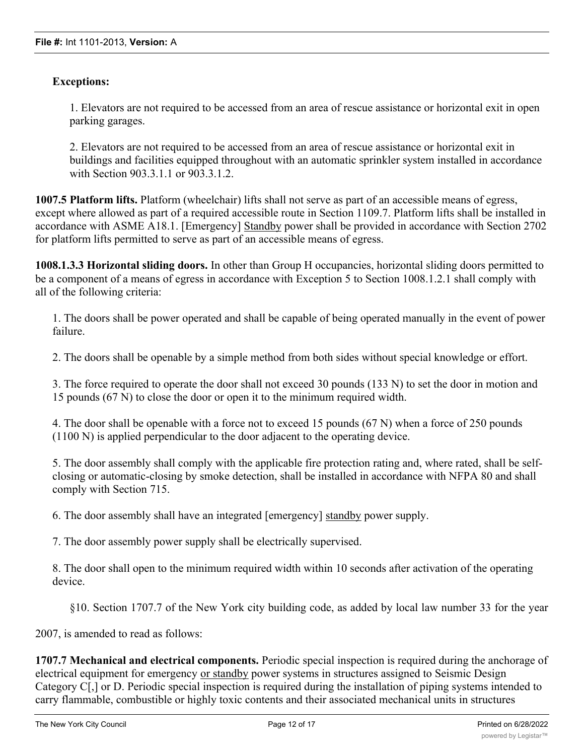**Exceptions:**

1. Elevators are not required to be accessed from an area of rescue assistance or horizontal exit in open parking garages.

2. Elevators are not required to be accessed from an area of rescue assistance or horizontal exit in buildings and facilities equipped throughout with an automatic sprinkler system installed in accordance with Section 903.3.1.1 or 903.3.1.2.

**1007.5 Platform lifts.** Platform (wheelchair) lifts shall not serve as part of an accessible means of egress, except where allowed as part of a required accessible route in Section 1109.7. Platform lifts shall be installed in accordance with ASME A18.1. [Emergency] Standby power shall be provided in accordance with Section 2702 for platform lifts permitted to serve as part of an accessible means of egress.

**1008.1.3.3 Horizontal sliding doors.** In other than Group H occupancies, horizontal sliding doors permitted to be a component of a means of egress in accordance with Exception 5 to Section 1008.1.2.1 shall comply with all of the following criteria:

1. The doors shall be power operated and shall be capable of being operated manually in the event of power failure.

2. The doors shall be openable by a simple method from both sides without special knowledge or effort.

3. The force required to operate the door shall not exceed 30 pounds (133 N) to set the door in motion and 15 pounds (67 N) to close the door or open it to the minimum required width.

4. The door shall be openable with a force not to exceed 15 pounds (67 N) when a force of 250 pounds (1100 N) is applied perpendicular to the door adjacent to the operating device.

5. The door assembly shall comply with the applicable fire protection rating and, where rated, shall be self-closing or automatic-closing by smoke detection, shall be installed in accordance with NFPA 80 and shall comply with Section 715.

6. The door assembly shall have an integrated [emergency] standby power supply.

7. The door assembly power supply shall be electrically supervised.

8. The door shall open to the minimum required width within 10 seconds after activation of the operating device.

§10. Section 1707.7 of the New York city building code, as added by local law number 33 for the year 2007, is amended to read as follows:

**1707.7 Mechanical and electrical components.** Periodic special inspection is required during the anchorage of electrical equipment for emergency or standby power systems in structures assigned to Seismic Design Category C[,] or D. Periodic special inspection is required during the installation of piping systems intended to carry flammable, combustible or highly toxic contents and their associated mechanical units in structures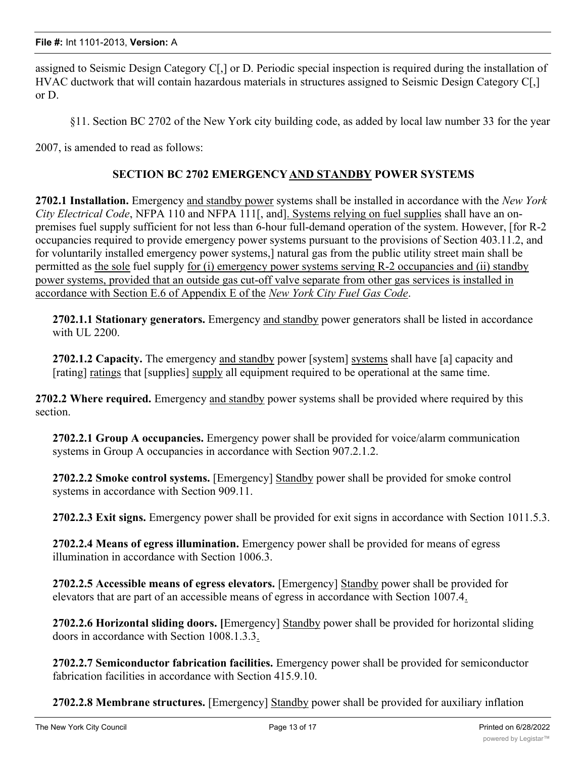assigned to Seismic Design Category C[,] or D. Periodic special inspection is required during the installation of HVAC ductwork that will contain hazardous materials in structures assigned to Seismic Design Category C[,] or D.

§11. Section BC 2702 of the New York city building code, as added by local law number 33 for the year 2007, is amended to read as follows:

**SECTION BC 2702 EMERGENCY AND STANDBY POWER SYSTEMS**

**2702.1 Installation.** Emergency and standby power systems shall be installed in accordance with the *New York City Electrical Code*, NFPA 110 and NFPA 111[, and]. Systems relying on fuel supplies shall have an on-premises fuel supply sufficient for not less than 6-hour full-demand operation of the system. However, [for R-2 occupancies required to provide emergency power systems pursuant to the provisions of Section 403.11.2, and for voluntarily installed emergency power systems,] natural gas from the public utility street main shall be permitted as the sole fuel supply for (i) emergency power systems serving R-2 occupancies and (ii) standby power systems, provided that an outside gas cut-off valve separate from other gas services is installed in accordance with Section E.6 of Appendix E of the *New York City Fuel Gas Code*.

**2702.1.1 Stationary generators.** Emergency and standby power generators shall be listed in accordance with UL 2200.

**2702.1.2 Capacity.** The emergency and standby power [system] systems shall have [a] capacity and [rating] ratings that [supplies] supply all equipment required to be operational at the same time.

**2702.2 Where required.** Emergency and standby power systems shall be provided where required by this section.

**2702.2.1 Group A occupancies.** Emergency power shall be provided for voice/alarm communication systems in Group A occupancies in accordance with Section 907.2.1.2.

**2702.2.2 Smoke control systems.** [Emergency] Standby power shall be provided for smoke control systems in accordance with Section 909.11.

**2702.2.3 Exit signs.** Emergency power shall be provided for exit signs in accordance with Section 1011.5.3.

**2702.2.4 Means of egress illumination.** Emergency power shall be provided for means of egress illumination in accordance with Section 1006.3.

**2702.2.5 Accessible means of egress elevators.** [Emergency] Standby power shall be provided for elevators that are part of an accessible means of egress in accordance with Section 1007.4.

**2702.2.6 Horizontal sliding doors.** [Emergency] Standby power shall be provided for horizontal sliding doors in accordance with Section 1008.1.3.3.

**2702.2.7 Semiconductor fabrication facilities.** Emergency power shall be provided for semiconductor fabrication facilities in accordance with Section 415.9.10.

**2702.2.8 Membrane structures.** [Emergency] Standby power shall be provided for auxiliary inflation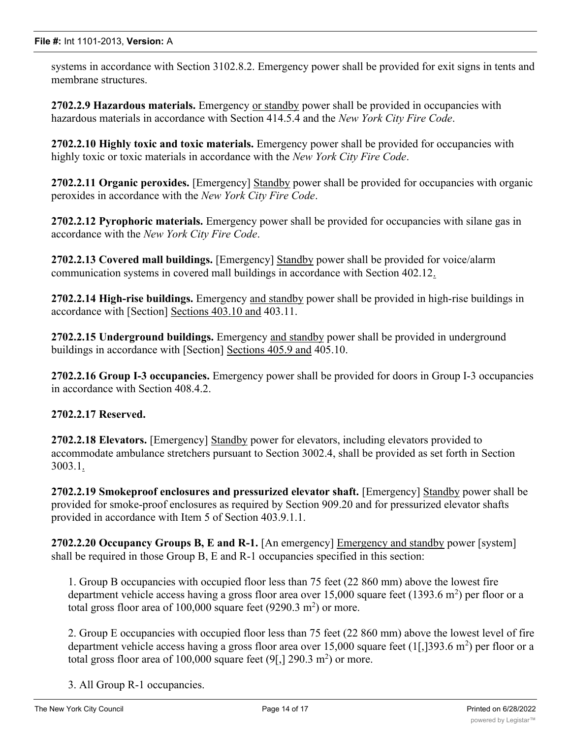systems in accordance with Section 3102.8.2. Emergency power shall be provided for exit signs in tents and membrane structures.

**2702.2.9 Hazardous materials.** Emergency or standby power shall be provided in occupancies with hazardous materials in accordance with Section 414.5.4 and the *New York City Fire Code*.

**2702.2.10 Highly toxic and toxic materials.** Emergency power shall be provided for occupancies with highly toxic or toxic materials in accordance with the *New York City Fire Code*.

**2702.2.11 Organic peroxides.** [Emergency] Standby power shall be provided for occupancies with organic peroxides in accordance with the *New York City Fire Code*.

**2702.2.12 Pyrophoric materials.** Emergency power shall be provided for occupancies with silane gas in accordance with the *New York City Fire Code*.

**2702.2.13 Covered mall buildings.** [Emergency] Standby power shall be provided for voice/alarm communication systems in covered mall buildings in accordance with Section 402.12.

**2702.2.14 High-rise buildings.** Emergency and standby power shall be provided in high-rise buildings in accordance with [Section] Sections 403.10 and 403.11.

**2702.2.15 Underground buildings.** Emergency and standby power shall be provided in underground buildings in accordance with [Section] Sections 405.9 and 405.10.

**2702.2.16 Group I-3 occupancies.** Emergency power shall be provided for doors in Group I-3 occupancies in accordance with Section 408.4.2.

**2702.2.17 Reserved.**

**2702.2.18 Elevators.** [Emergency] Standby power for elevators, including elevators provided to accommodate ambulance stretchers pursuant to Section 3002.4, shall be provided as set forth in Section 3003.1.

**2702.2.19 Smokeproof enclosures and pressurized elevator shaft.** [Emergency] Standby power shall be provided for smoke-proof enclosures as required by Section 909.20 and for pressurized elevator shafts provided in accordance with Item 5 of Section 403.9.1.1.

**2702.2.20 Occupancy Groups B, E and R-1.** [An emergency] Emergency and standby power [system] shall be required in those Group B, E and R-1 occupancies specified in this section:

1. Group B occupancies with occupied floor less than 75 feet (22 860 mm) above the lowest fire department vehicle access having a gross floor area over 15,000 square feet (1393.6 $m^2$) per floor or a total gross floor area of 100,000 square feet (9290.3 $m^2$) or more.

2. Group E occupancies with occupied floor less than 75 feet (22 860 mm) above the lowest level of fire department vehicle access having a gross floor area over 15,000 square feet (1[,]393.6 $m^2$) per floor or a total gross floor area of 100,000 square feet (9[,] 290.3 $m^2$) or more.

3. All Group R-1 occupancies.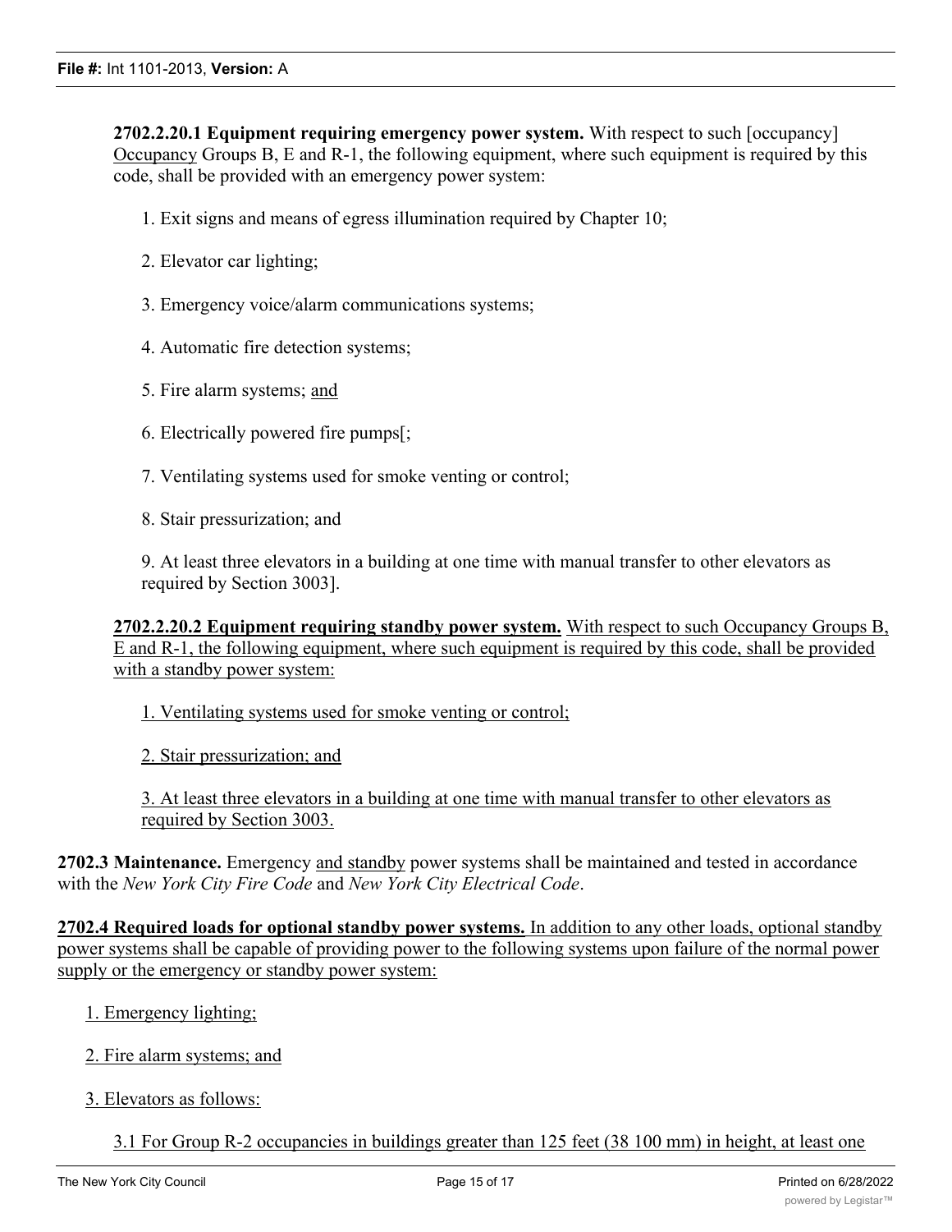**2702.2.20.1 Equipment requiring emergency power system.** With respect to such [occupancy] Occupancy Groups B, E and R-1, the following equipment, where such equipment is required by this code, shall be provided with an emergency power system:

1. Exit signs and means of egress illumination required by Chapter 10;

2. Elevator car lighting;

3. Emergency voice/alarm communications systems;

4. Automatic fire detection systems;

5. Fire alarm systems; and

6. Electrically powered fire pumps[;

7. Ventilating systems used for smoke venting or control;

8. Stair pressurization; and

9. At least three elevators in a building at one time with manual transfer to other elevators as required by Section 3003].

**2702.2.20.2 Equipment requiring standby power system.** With respect to such Occupancy Groups B, E and R-1, the following equipment, where such equipment is required by this code, shall be provided with a standby power system:

1. Ventilating systems used for smoke venting or control;

2. Stair pressurization; and

3. At least three elevators in a building at one time with manual transfer to other elevators as required by Section 3003.

**2702.3 Maintenance.** Emergency and standby power systems shall be maintained and tested in accordance with the *New York City Fire Code* and *New York City Electrical Code*.

**2702.4 Required loads for optional standby power systems.** In addition to any other loads, optional standby power systems shall be capable of providing power to the following systems upon failure of the normal power supply or the emergency or standby power system:

1. Emergency lighting;

2. Fire alarm systems; and

3. Elevators as follows:

3.1 For Group R-2 occupancies in buildings greater than 125 feet (38 100 mm) in height, at least one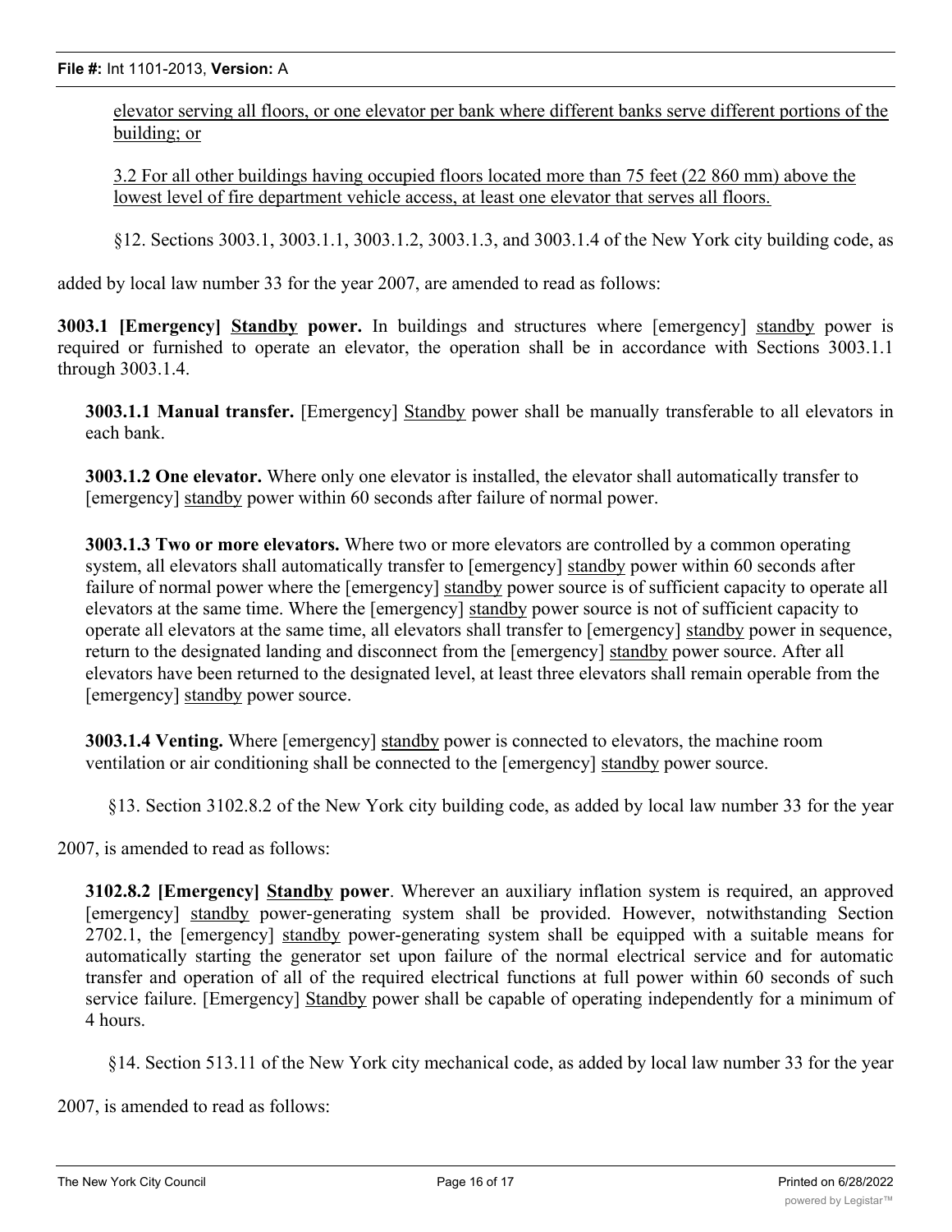elevator serving all floors, or one elevator per bank where different banks serve different portions of the building; or

3.2 For all other buildings having occupied floors located more than 75 feet (22 860 mm) above the lowest level of fire department vehicle access, at least one elevator that serves all floors.

§12. Sections 3003.1, 3003.1.1, 3003.1.2, 3003.1.3, and 3003.1.4 of the New York city building code, as added by local law number 33 for the year 2007, are amended to read as follows:

**3003.1 [Emergency] Standby power.** In buildings and structures where [emergency] standby power is required or furnished to operate an elevator, the operation shall be in accordance with Sections 3003.1.1 through 3003.1.4.

**3003.1.1 Manual transfer.** [Emergency] Standby power shall be manually transferable to all elevators in each bank.

**3003.1.2 One elevator.** Where only one elevator is installed, the elevator shall automatically transfer to [emergency] standby power within 60 seconds after failure of normal power.

**3003.1.3 Two or more elevators.** Where two or more elevators are controlled by a common operating system, all elevators shall automatically transfer to [emergency] standby power within 60 seconds after failure of normal power where the [emergency] standby power source is of sufficient capacity to operate all elevators at the same time. Where the [emergency] standby power source is not of sufficient capacity to operate all elevators at the same time, all elevators shall transfer to [emergency] standby power in sequence, return to the designated landing and disconnect from the [emergency] standby power source. After all elevators have been returned to the designated level, at least three elevators shall remain operable from the [emergency] standby power source.

**3003.1.4 Venting.** Where [emergency] standby power is connected to elevators, the machine room ventilation or air conditioning shall be connected to the [emergency] standby power source.

§13. Section 3102.8.2 of the New York city building code, as added by local law number 33 for the year 2007, is amended to read as follows:

**3102.8.2 [Emergency] Standby power**. Wherever an auxiliary inflation system is required, an approved [emergency] standby power-generating system shall be provided. However, notwithstanding Section 2702.1, the [emergency] standby power-generating system shall be equipped with a suitable means for automatically starting the generator set upon failure of the normal electrical service and for automatic transfer and operation of all of the required electrical functions at full power within 60 seconds of such service failure. [Emergency] Standby power shall be capable of operating independently for a minimum of 4 hours.

§14. Section 513.11 of the New York city mechanical code, as added by local law number 33 for the year 2007, is amended to read as follows: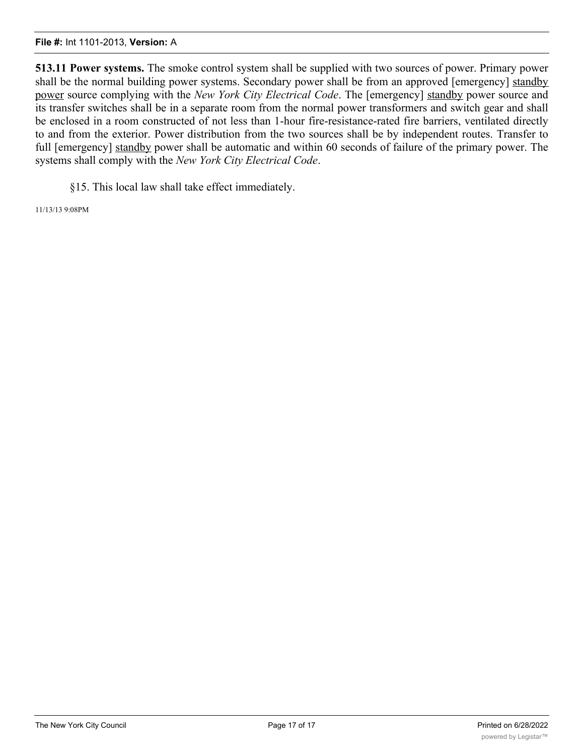**513.11 Power systems.** The smoke control system shall be supplied with two sources of power. Primary power shall be the normal building power systems. Secondary power shall be from an approved [emergency] <u>standby power</u> source complying with the *New York City Electrical Code*. The [emergency] <u>standby</u> power source and its transfer switches shall be in a separate room from the normal power transformers and switch gear and shall be enclosed in a room constructed of not less than 1-hour fire-resistance-rated fire barriers, ventilated directly to and from the exterior. Power distribution from the two sources shall be by independent routes. Transfer to full [emergency] <u>standby</u> power shall be automatic and within 60 seconds of failure of the primary power. The systems shall comply with the *New York City Electrical Code*.

§15. This local law shall take effect immediately.

11/13/13 9:08PM